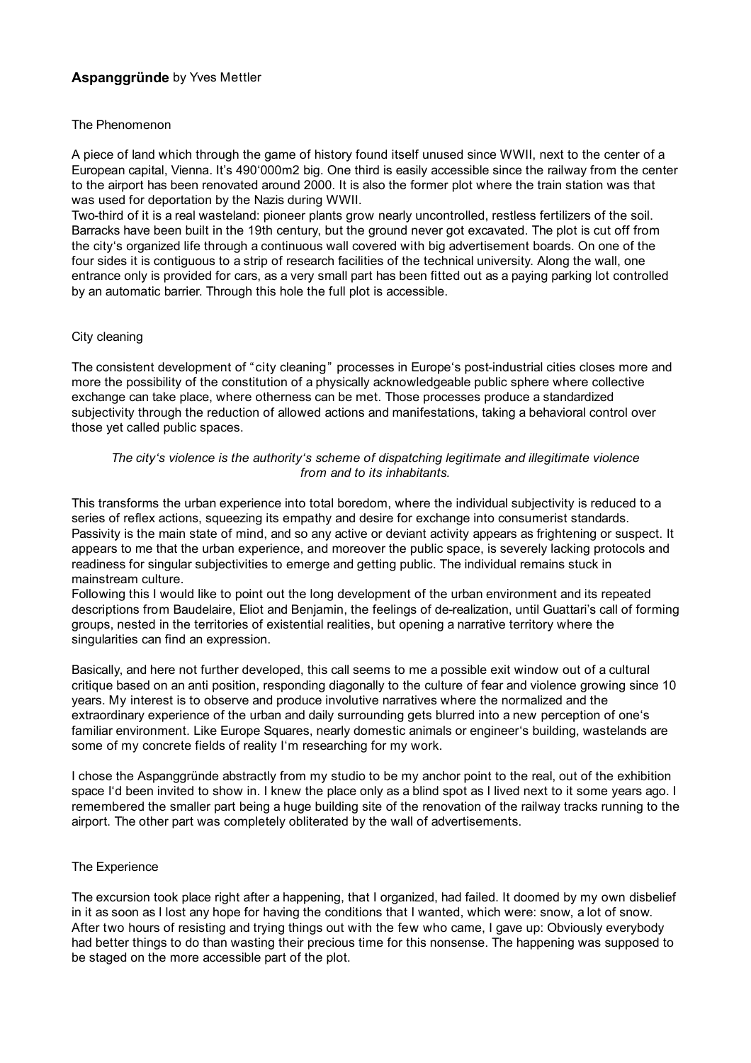**Aspanggründe** by Yves Mettler

## The Phenomenon

A piece of land which through the game of history found itself unused since WWII, next to the center of a European capital, Vienna. It's 490'000m2 big. One third is easily accessible since the railway from the center to the airport has been renovated around 2000. It is also the former plot where the train station was that was used for deportation by the Nazis during WWII.
Two-third of it is a real wasteland: pioneer plants grow nearly uncontrolled, restless fertilizers of the soil. Barracks have been built in the 19th century, but the ground never got excavated. The plot is cut off from the city's organized life through a continuous wall covered with big advertisement boards. On one of the four sides it is contiguous to a strip of research facilities of the technical university. Along the wall, one entrance only is provided for cars, as a very small part has been fitted out as a paying parking lot controlled by an automatic barrier. Through this hole the full plot is accessible.

## City cleaning

The consistent development of "city cleaning" processes in Europe's post-industrial cities closes more and more the possibility of the constitution of a physically acknowledgeable public sphere where collective exchange can take place, where otherness can be met. Those processes produce a standardized subjectivity through the reduction of allowed actions and manifestations, taking a behavioral control over those yet called public spaces.

*The city's violence is the authority's scheme of dispatching legitimate and illegitimate violence from and to its inhabitants.*

This transforms the urban experience into total boredom, where the individual subjectivity is reduced to a series of reflex actions, squeezing its empathy and desire for exchange into consumerist standards. Passivity is the main state of mind, and so any active or deviant activity appears as frightening or suspect. It appears to me that the urban experience, and moreover the public space, is severely lacking protocols and readiness for singular subjectivities to emerge and getting public. The individual remains stuck in mainstream culture.
Following this I would like to point out the long development of the urban environment and its repeated descriptions from Baudelaire, Eliot and Benjamin, the feelings of de-realization, until Guattari's call of forming groups, nested in the territories of existential realities, but opening a narrative territory where the singularities can find an expression.

Basically, and here not further developed, this call seems to me a possible exit window out of a cultural critique based on an anti position, responding diagonally to the culture of fear and violence growing since 10 years. My interest is to observe and produce involutive narratives where the normalized and the extraordinary experience of the urban and daily surrounding gets blurred into a new perception of one's familiar environment. Like Europe Squares, nearly domestic animals or engineer's building, wastelands are some of my concrete fields of reality I'm researching for my work.

I chose the Aspanggründe abstractly from my studio to be my anchor point to the real, out of the exhibition space I'd been invited to show in. I knew the place only as a blind spot as I lived next to it some years ago. I remembered the smaller part being a huge building site of the renovation of the railway tracks running to the airport. The other part was completely obliterated by the wall of advertisements.

## The Experience

The excursion took place right after a happening, that I organized, had failed. It doomed by my own disbelief in it as soon as I lost any hope for having the conditions that I wanted, which were: snow, a lot of snow. After two hours of resisting and trying things out with the few who came, I gave up: Obviously everybody had better things to do than wasting their precious time for this nonsense. The happening was supposed to be staged on the more accessible part of the plot.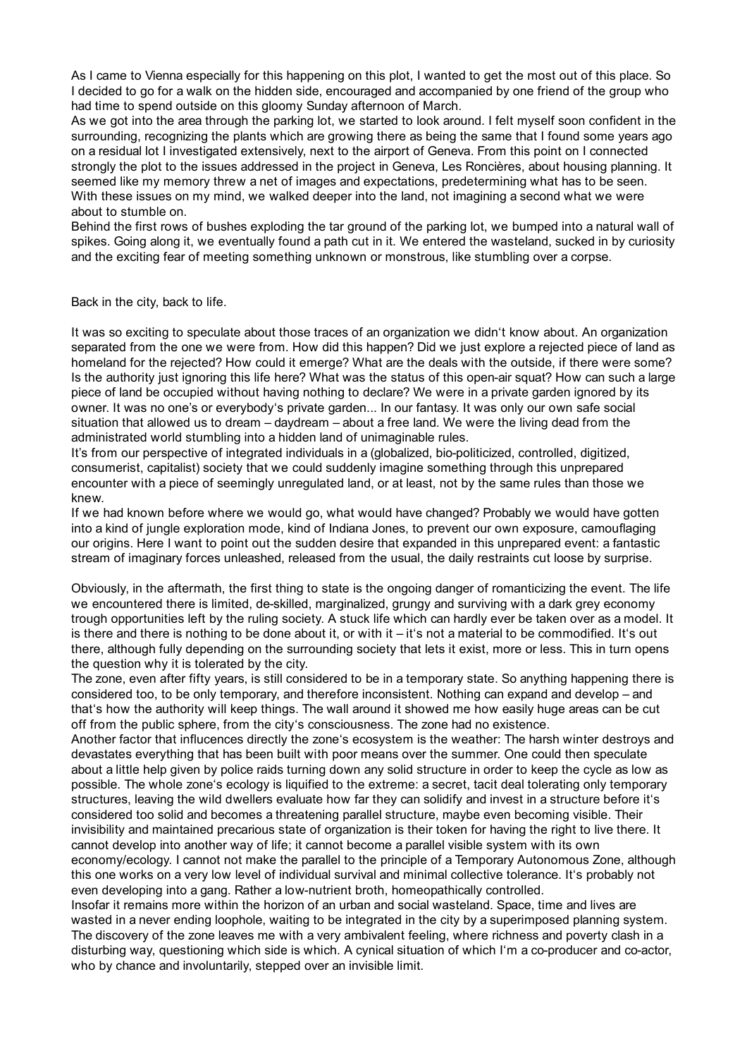As I came to Vienna especially for this happening on this plot, I wanted to get the most out of this place. So I decided to go for a walk on the hidden side, encouraged and accompanied by one friend of the group who had time to spend outside on this gloomy Sunday afternoon of March.

As we got into the area through the parking lot, we started to look around. I felt myself soon confident in the surrounding, recognizing the plants which are growing there as being the same that I found some years ago on a residual lot I investigated extensively, next to the airport of Geneva. From this point on I connected strongly the plot to the issues addressed in the project in Geneva, Les Roncières, about housing planning. It seemed like my memory threw a net of images and expectations, predetermining what has to be seen. With these issues on my mind, we walked deeper into the land, not imagining a second what we were about to stumble on.

Behind the first rows of bushes exploding the tar ground of the parking lot, we bumped into a natural wall of spikes. Going along it, we eventually found a path cut in it. We entered the wasteland, sucked in by curiosity and the exciting fear of meeting something unknown or monstrous, like stumbling over a corpse.

Back in the city, back to life.

It was so exciting to speculate about those traces of an organization we didn‘t know about. An organization separated from the one we were from. How did this happen? Did we just explore a rejected piece of land as homeland for the rejected? How could it emerge? What are the deals with the outside, if there were some? Is the authority just ignoring this life here? What was the status of this open-air squat? How can such a large piece of land be occupied without having nothing to declare? We were in a private garden ignored by its owner. It was no one's or everybody‘s private garden... In our fantasy. It was only our own safe social situation that allowed us to dream – daydream – about a free land. We were the living dead from the administrated world stumbling into a hidden land of unimaginable rules.

It's from our perspective of integrated individuals in a (globalized, bio-politicized, controlled, digitized, consumerist, capitalist) society that we could suddenly imagine something through this unprepared encounter with a piece of seemingly unregulated land, or at least, not by the same rules than those we knew.

If we had known before where we would go, what would have changed? Probably we would have gotten into a kind of jungle exploration mode, kind of Indiana Jones, to prevent our own exposure, camouflaging our origins. Here I want to point out the sudden desire that expanded in this unprepared event: a fantastic stream of imaginary forces unleashed, released from the usual, the daily restraints cut loose by surprise.

Obviously, in the aftermath, the first thing to state is the ongoing danger of romanticizing the event. The life we encountered there is limited, de-skilled, marginalized, grungy and surviving with a dark grey economy trough opportunities left by the ruling society. A stuck life which can hardly ever be taken over as a model. It is there and there is nothing to be done about it, or with it – it's not a material to be commodified. It‘s out there, although fully depending on the surrounding society that lets it exist, more or less. This in turn opens the question why it is tolerated by the city.

The zone, even after fifty years, is still considered to be in a temporary state. So anything happening there is considered too, to be only temporary, and therefore inconsistent. Nothing can expand and develop – and that‘s how the authority will keep things. The wall around it showed me how easily huge areas can be cut off from the public sphere, from the city‘s consciousness. The zone had no existence.

Another factor that influcences directly the zone‘s ecosystem is the weather: The harsh winter destroys and devastates everything that has been built with poor means over the summer. One could then speculate about a little help given by police raids turning down any solid structure in order to keep the cycle as low as possible. The whole zone's ecology is liquified to the extreme: a secret, tacit deal tolerating only temporary structures, leaving the wild dwellers evaluate how far they can solidify and invest in a structure before it‘s considered too solid and becomes a threatening parallel structure, maybe even becoming visible. Their invisibility and maintained precarious state of organization is their token for having the right to live there. It cannot develop into another way of life; it cannot become a parallel visible system with its own economy/ecology. I cannot not make the parallel to the principle of a Temporary Autonomous Zone, although this one works on a very low level of individual survival and minimal collective tolerance. It‘s probably not even developing into a gang. Rather a low-nutrient broth, homeopathically controlled.

Insofar it remains more within the horizon of an urban and social wasteland. Space, time and lives are wasted in a never ending loophole, waiting to be integrated in the city by a superimposed planning system. The discovery of the zone leaves me with a very ambivalent feeling, where richness and poverty clash in a disturbing way, questioning which side is which. A cynical situation of which I‘m a co-producer and co-actor, who by chance and involuntarily, stepped over an invisible limit.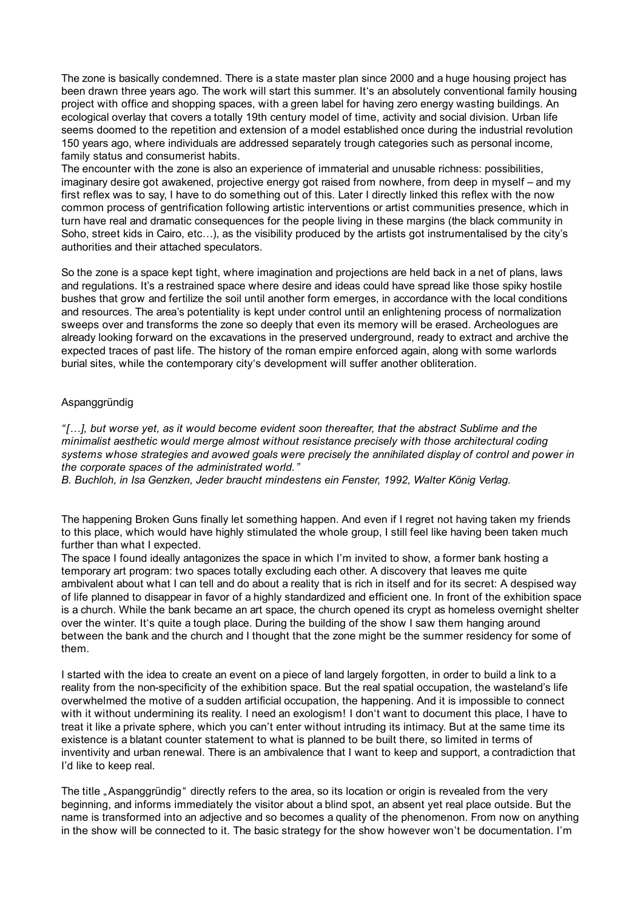The zone is basically condemned. There is a state master plan since 2000 and a huge housing project has been drawn three years ago. The work will start this summer. It's an absolutely conventional family housing project with office and shopping spaces, with a green label for having zero energy wasting buildings. An ecological overlay that covers a totally 19th century model of time, activity and social division. Urban life seems doomed to the repetition and extension of a model established once during the industrial revolution 150 years ago, where individuals are addressed separately trough categories such as personal income, family status and consumerist habits.
The encounter with the zone is also an experience of immaterial and unusable richness: possibilities, imaginary desire got awakened, projective energy got raised from nowhere, from deep in myself – and my first reflex was to say, I have to do something out of this. Later I directly linked this reflex with the now common process of gentrification following artistic interventions or artist communities presence, which in turn have real and dramatic consequences for the people living in these margins (the black community in Soho, street kids in Cairo, etc…), as the visibility produced by the artists got instrumentalised by the city's authorities and their attached speculators.

So the zone is a space kept tight, where imagination and projections are held back in a net of plans, laws and regulations. It's a restrained space where desire and ideas could have spread like those spiky hostile bushes that grow and fertilize the soil until another form emerges, in accordance with the local conditions and resources. The area's potentiality is kept under control until an enlightening process of normalization sweeps over and transforms the zone so deeply that even its memory will be erased. Archeologues are already looking forward on the excavations in the preserved underground, ready to extract and archive the expected traces of past life. The history of the roman empire enforced again, along with some warlords burial sites, while the contemporary city's development will suffer another obliteration.

Aspanggründig

*"[…], but worse yet, as it would become evident soon thereafter, that the abstract Sublime and the minimalist aesthetic would merge almost without resistance precisely with those architectural coding systems whose strategies and avowed goals were precisely the annihilated display of control and power in the corporate spaces of the administrated world."*
*B. Buchloh, in Isa Genzken, Jeder braucht mindestens ein Fenster, 1992, Walter König Verlag.*

The happening Broken Guns finally let something happen. And even if I regret not having taken my friends to this place, which would have highly stimulated the whole group, I still feel like having been taken much further than what I expected.
The space I found ideally antagonizes the space in which I'm invited to show, a former bank hosting a temporary art program: two spaces totally excluding each other. A discovery that leaves me quite ambivalent about what I can tell and do about a reality that is rich in itself and for its secret: A despised way of life planned to disappear in favor of a highly standardized and efficient one. In front of the exhibition space is a church. While the bank became an art space, the church opened its crypt as homeless overnight shelter over the winter. It's quite a tough place. During the building of the show I saw them hanging around between the bank and the church and I thought that the zone might be the summer residency for some of them.

I started with the idea to create an event on a piece of land largely forgotten, in order to build a link to a reality from the non-specificity of the exhibition space. But the real spatial occupation, the wasteland's life overwhelmed the motive of a sudden artificial occupation, the happening. And it is impossible to connect with it without undermining its reality. I need an exologism! I don't want to document this place, I have to treat it like a private sphere, which you can't enter without intruding its intimacy. But at the same time its existence is a blatant counter statement to what is planned to be built there, so limited in terms of inventivity and urban renewal. There is an ambivalence that I want to keep and support, a contradiction that I'd like to keep real.

The title „Aspanggründig" directly refers to the area, so its location or origin is revealed from the very beginning, and informs immediately the visitor about a blind spot, an absent yet real place outside. But the name is transformed into an adjective and so becomes a quality of the phenomenon. From now on anything in the show will be connected to it. The basic strategy for the show however won't be documentation. I'm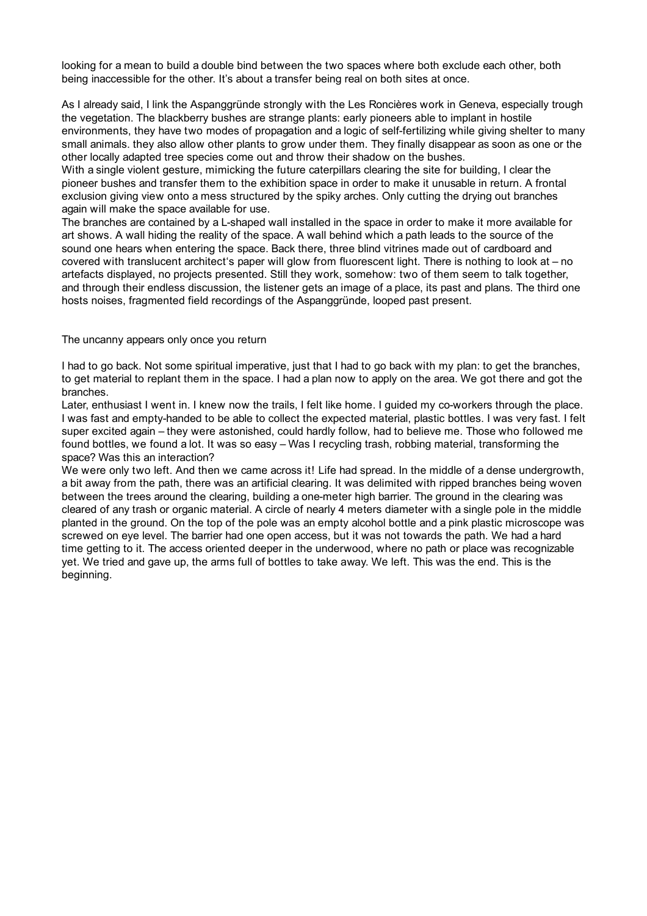looking for a mean to build a double bind between the two spaces where both exclude each other, both being inaccessible for the other. It's about a transfer being real on both sites at once.

As I already said, I link the Aspanggründe strongly with the Les Roncières work in Geneva, especially trough the vegetation. The blackberry bushes are strange plants: early pioneers able to implant in hostile environments, they have two modes of propagation and a logic of self-fertilizing while giving shelter to many small animals. they also allow other plants to grow under them. They finally disappear as soon as one or the other locally adapted tree species come out and throw their shadow on the bushes.
With a single violent gesture, mimicking the future caterpillars clearing the site for building, I clear the pioneer bushes and transfer them to the exhibition space in order to make it unusable in return. A frontal exclusion giving view onto a mess structured by the spiky arches. Only cutting the drying out branches again will make the space available for use.
The branches are contained by a L-shaped wall installed in the space in order to make it more available for art shows. A wall hiding the reality of the space. A wall behind which a path leads to the source of the sound one hears when entering the space. Back there, three blind vitrines made out of cardboard and covered with translucent architect's paper will glow from fluorescent light. There is nothing to look at – no artefacts displayed, no projects presented. Still they work, somehow: two of them seem to talk together, and through their endless discussion, the listener gets an image of a place, its past and plans. The third one hosts noises, fragmented field recordings of the Aspanggründe, looped past present.

The uncanny appears only once you return

I had to go back. Not some spiritual imperative, just that I had to go back with my plan: to get the branches, to get material to replant them in the space. I had a plan now to apply on the area. We got there and got the branches.
Later, enthusiast I went in. I knew now the trails, I felt like home. I guided my co-workers through the place. I was fast and empty-handed to be able to collect the expected material, plastic bottles. I was very fast. I felt super excited again – they were astonished, could hardly follow, had to believe me. Those who followed me found bottles, we found a lot. It was so easy – Was I recycling trash, robbing material, transforming the space? Was this an interaction?
We were only two left. And then we came across it! Life had spread. In the middle of a dense undergrowth, a bit away from the path, there was an artificial clearing. It was delimited with ripped branches being woven between the trees around the clearing, building a one-meter high barrier. The ground in the clearing was cleared of any trash or organic material. A circle of nearly 4 meters diameter with a single pole in the middle planted in the ground. On the top of the pole was an empty alcohol bottle and a pink plastic microscope was screwed on eye level. The barrier had one open access, but it was not towards the path. We had a hard time getting to it. The access oriented deeper in the underwood, where no path or place was recognizable yet. We tried and gave up, the arms full of bottles to take away. We left. This was the end. This is the beginning.